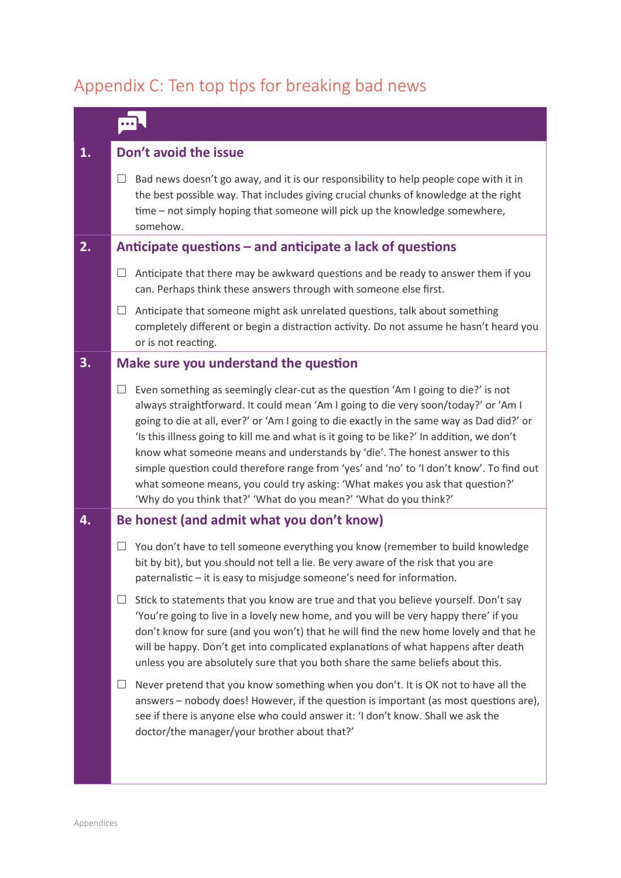# Appendix C: Ten top tips for breaking bad news

## 1. Don't avoid the issue

- ☐ Bad news doesn't go away, and it is our responsibility to help people cope with it in the best possible way. That includes giving crucial chunks of knowledge at the right time – not simply hoping that someone will pick up the knowledge somewhere, somehow.

## 2. Anticipate questions – and anticipate a lack of questions

- ☐ Anticipate that there may be awkward questions and be ready to answer them if you can. Perhaps think these answers through with someone else first.
- ☐ Anticipate that someone might ask unrelated questions, talk about something completely different or begin a distraction activity. Do not assume he hasn't heard you or is not reacting.

## 3. Make sure you understand the question

- ☐ Even something as seemingly clear-cut as the question 'Am I going to die?' is not always straightforward. It could mean 'Am I going to die very soon/today?' or 'Am I going to die at all, ever?' or 'Am I going to die exactly in the same way as Dad did?' or 'Is this illness going to kill me and what is it going to be like?' In addition, we don't know what someone means and understands by 'die'. The honest answer to this simple question could therefore range from 'yes' and 'no' to 'I don't know'. To find out what someone means, you could try asking: 'What makes you ask that question?' 'Why do you think that?' 'What do you mean?' 'What do you think?'

## 4. Be honest (and admit what you don't know)

- ☐ You don't have to tell someone everything you know (remember to build knowledge bit by bit), but you should not tell a lie. Be very aware of the risk that you are paternalistic – it is easy to misjudge someone's need for information.
- ☐ Stick to statements that you know are true and that you believe yourself. Don't say 'You're going to live in a lovely new home, and you will be very happy there' if you don't know for sure (and you won't) that he will find the new home lovely and that he will be happy. Don't get into complicated explanations of what happens after death unless you are absolutely sure that you both share the same beliefs about this.
- ☐ Never pretend that you know something when you don't. It is OK not to have all the answers – nobody does! However, if the question is important (as most questions are), see if there is anyone else who could answer it: 'I don't know. Shall we ask the doctor/the manager/your brother about that?'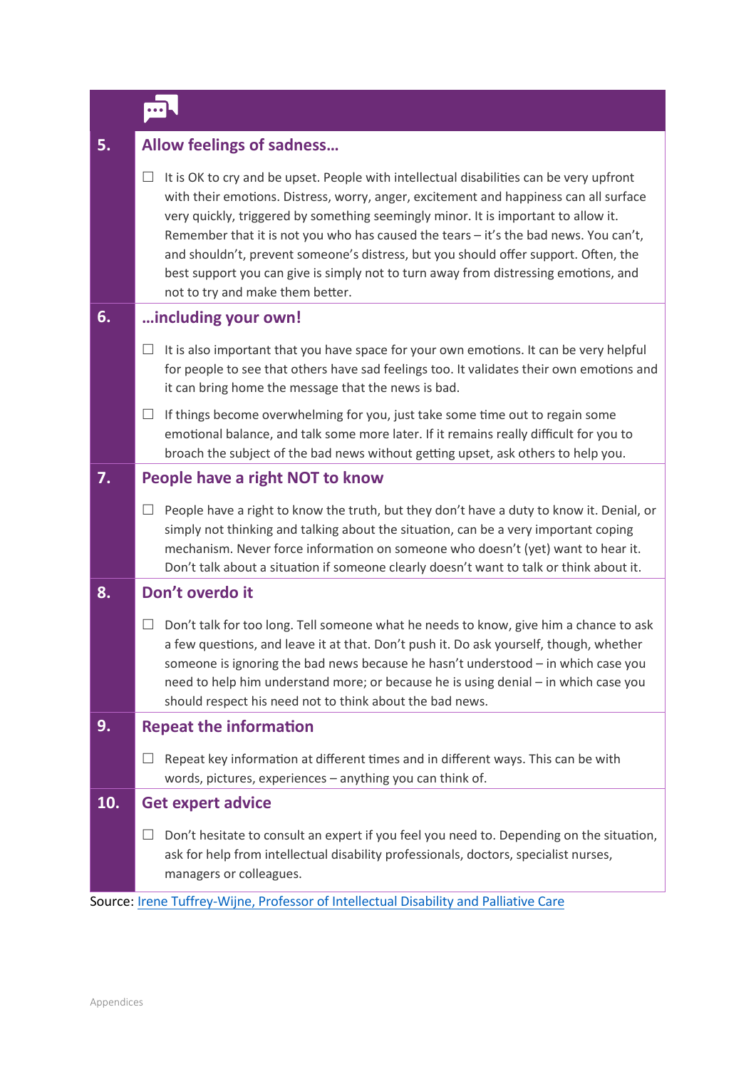## 5. Allow feelings of sadness…

- ☐ It is OK to cry and be upset. People with intellectual disabilities can be very upfront with their emotions. Distress, worry, anger, excitement and happiness can all surface very quickly, triggered by something seemingly minor. It is important to allow it. Remember that it is not you who has caused the tears – it's the bad news. You can't, and shouldn't, prevent someone's distress, but you should offer support. Often, the best support you can give is simply not to turn away from distressing emotions, and not to try and make them better.

## 6. …including your own!

- ☐ It is also important that you have space for your own emotions. It can be very helpful for people to see that others have sad feelings too. It validates their own emotions and it can bring home the message that the news is bad.
- ☐ If things become overwhelming for you, just take some time out to regain some emotional balance, and talk some more later. If it remains really difficult for you to broach the subject of the bad news without getting upset, ask others to help you.

## 7. People have a right NOT to know

- ☐ People have a right to know the truth, but they don't have a duty to know it. Denial, or simply not thinking and talking about the situation, can be a very important coping mechanism. Never force information on someone who doesn't (yet) want to hear it. Don't talk about a situation if someone clearly doesn't want to talk or think about it.

## 8. Don't overdo it

- ☐ Don't talk for too long. Tell someone what he needs to know, give him a chance to ask a few questions, and leave it at that. Don't push it. Do ask yourself, though, whether someone is ignoring the bad news because he hasn't understood – in which case you need to help him understand more; or because he is using denial – in which case you should respect his need not to think about the bad news.

## 9. Repeat the information

- ☐ Repeat key information at different times and in different ways. This can be with words, pictures, experiences – anything you can think of.

## 10. Get expert advice

- ☐ Don't hesitate to consult an expert if you feel you need to. Depending on the situation, ask for help from intellectual disability professionals, doctors, specialist nurses, managers or colleagues.

Source: Irene Tuffrey-Wijne, Professor of Intellectual Disability and Palliative Care